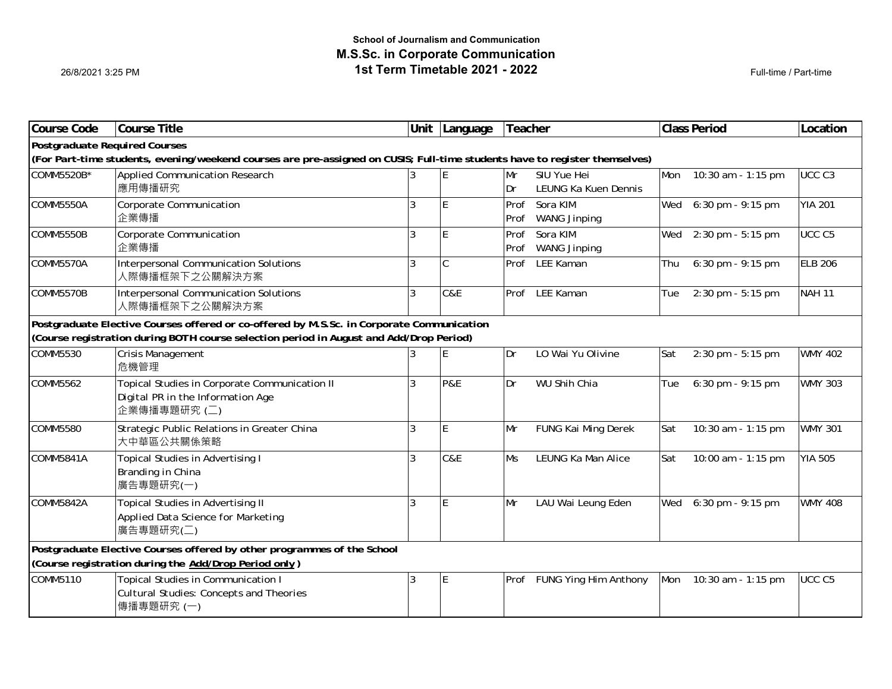**School of Journalism and Communication**

# M.S.Sc. in Corporate Communication

## 1st Term Timetable 2021 - 2022

26/8/2021 3:25 PM

Full-time / Part-time

| Course Code | Course Title | Unit | Language | Teacher | Class Period | Location |
|---|---|---|---|---|---|---|
| **Postgraduate Required Courses** | | | | | | |
| **(For Part-time students, evening/weekend courses are pre-assigned on CUSIS; Full-time students have to register themselves)** | | | | | | |
| COMM5520B* | Applied Communication Research<br>應用傳播研究 | 3 | E | Mr SIU Yue Hei<br>Dr LEUNG Ka Kuen Dennis | Mon 10:30 am - 1:15 pm | UCC C3 |
| COMM5550A | Corporate Communication<br>企業傳播 | 3 | E | Prof Sora KIM<br>Prof WANG Jinping | Wed 6:30 pm - 9:15 pm | YIA 201 |
| COMM5550B | Corporate Communication<br>企業傳播 | 3 | E | Prof Sora KIM<br>Prof WANG Jinping | Wed 2:30 pm - 5:15 pm | UCC C5 |
| COMM5570A | Interpersonal Communication Solutions<br>人際傳播框架下之公關解決方案 | 3 | C | Prof LEE Kaman | Thu 6:30 pm - 9:15 pm | ELB 206 |
| COMM5570B | Interpersonal Communication Solutions<br>人際傳播框架下之公關解決方案 | 3 | C&E | Prof LEE Kaman | Tue 2:30 pm - 5:15 pm | NAH 11 |
| **Postgraduate Elective Courses offered or co-offered by M.S.Sc. in Corporate Communication** | | | | | | |
| **(Course registration during BOTH course selection period in August and Add/Drop Period)** | | | | | | |
| COMM5530 | Crisis Management<br>危機管理 | 3 | E | Dr LO Wai Yu Olivine | Sat 2:30 pm - 5:15 pm | WMY 402 |
| COMM5562 | Topical Studies in Corporate Communication II<br>Digital PR in the Information Age<br>企業傳播專題研究 (二) | 3 | P&E | Dr WU Shih Chia | Tue 6:30 pm - 9:15 pm | WMY 303 |
| COMM5580 | Strategic Public Relations in Greater China<br>大中華區公共關係策略 | 3 | E | Mr FUNG Kai Ming Derek | Sat 10:30 am - 1:15 pm | WMY 301 |
| COMM5841A | Topical Studies in Advertising I<br>Branding in China<br>廣告專題研究(一) | 3 | C&E | Ms LEUNG Ka Man Alice | Sat 10:00 am - 1:15 pm | YIA 505 |
| COMM5842A | Topical Studies in Advertising II<br>Applied Data Science for Marketing<br>廣告專題研究(二) | 3 | E | Mr LAU Wai Leung Eden | Wed 6:30 pm - 9:15 pm | WMY 408 |
| **Postgraduate Elective Courses offered by other programmes of the School** | | | | | | |
| **(Course registration during the Add/Drop Period only)** | | | | | | |
| COMM5110 | Topical Studies in Communication I<br>Cultural Studies: Concepts and Theories<br>傳播專題研究 (一) | 3 | E | Prof FUNG Ying Him Anthony | Mon 10:30 am - 1:15 pm | UCC C5 |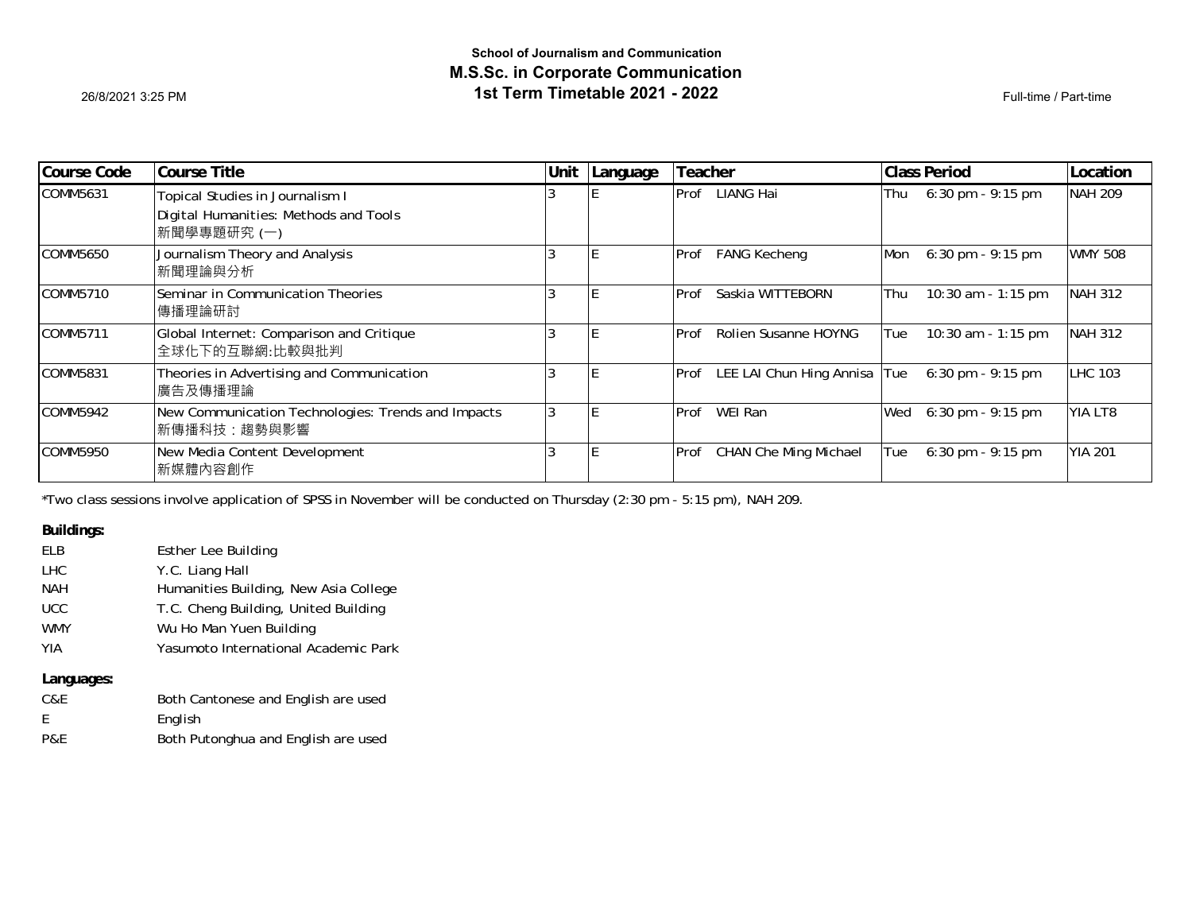**School of Journalism and Communication**
**M.S.Sc. in Corporate Communication**
**1st Term Timetable 2021 - 2022**

26/8/2021 3:25 PM

Full-time / Part-time

| Course Code | Course Title | Unit | Language | Teacher | Class Period | Location |
|---|---|---|---|---|---|---|
| COMM5631 | Topical Studies in Journalism I<br>Digital Humanities: Methods and Tools<br>新聞學專題研究 (一) | 3 | E | Prof LIANG Hai | Thu 6:30 pm - 9:15 pm | NAH 209 |
| COMM5650 | Journalism Theory and Analysis<br>新聞理論與分析 | 3 | E | Prof FANG Kecheng | Mon 6:30 pm - 9:15 pm | WMY 508 |
| COMM5710 | Seminar in Communication Theories<br>傳播理論研討 | 3 | E | Prof Saskia WITTEBORN | Thu 10:30 am - 1:15 pm | NAH 312 |
| COMM5711 | Global Internet: Comparison and Critique<br>全球化下的互聯網:比較與批判 | 3 | E | Prof Rolien Susanne HOYNG | Tue 10:30 am - 1:15 pm | NAH 312 |
| COMM5831 | Theories in Advertising and Communication<br>廣告及傳播理論 | 3 | E | Prof LEE LAI Chun Hing Annisa | Tue 6:30 pm - 9:15 pm | LHC 103 |
| COMM5942 | New Communication Technologies: Trends and Impacts<br>新傳播科技：趨勢與影響 | 3 | E | Prof WEI Ran | Wed 6:30 pm - 9:15 pm | YIA LT8 |
| COMM5950 | New Media Content Development<br>新媒體內容創作 | 3 | E | Prof CHAN Che Ming Michael | Tue 6:30 pm - 9:15 pm | YIA 201 |

*Two class sessions involve application of SPSS in November will be conducted on Thursday (2:30 pm - 5:15 pm), NAH 209.

**Buildings:**

| | |
|---|---|
| ELB | Esther Lee Building |
| LHC | Y.C. Liang Hall |
| NAH | Humanities Building, New Asia College |
| UCC | T.C. Cheng Building, United Building |
| WMY | Wu Ho Man Yuen Building |
| YIA | Yasumoto International Academic Park |

**Languages:**

| | |
|---|---|
| C&E | Both Cantonese and English are used |
| E | English |
| P&E | Both Putonghua and English are used |